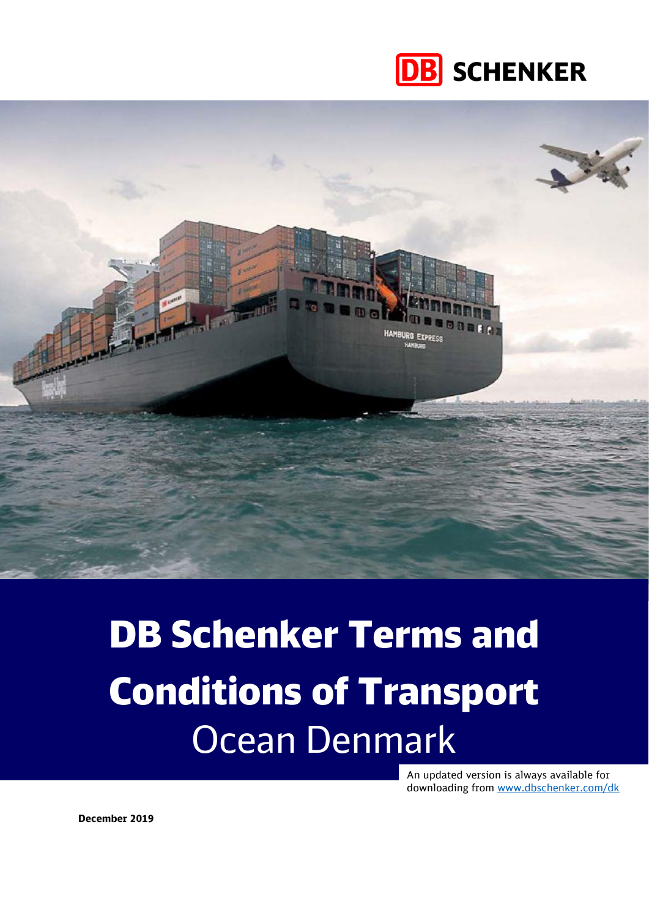DB SCHENKER

# DB Schenker Terms and Conditions of Transport

## Ocean Denmark

An updated version is always available for downloading from [www.dbschenker.com/dk](www.dbschenker.com/dk)

**December 2019**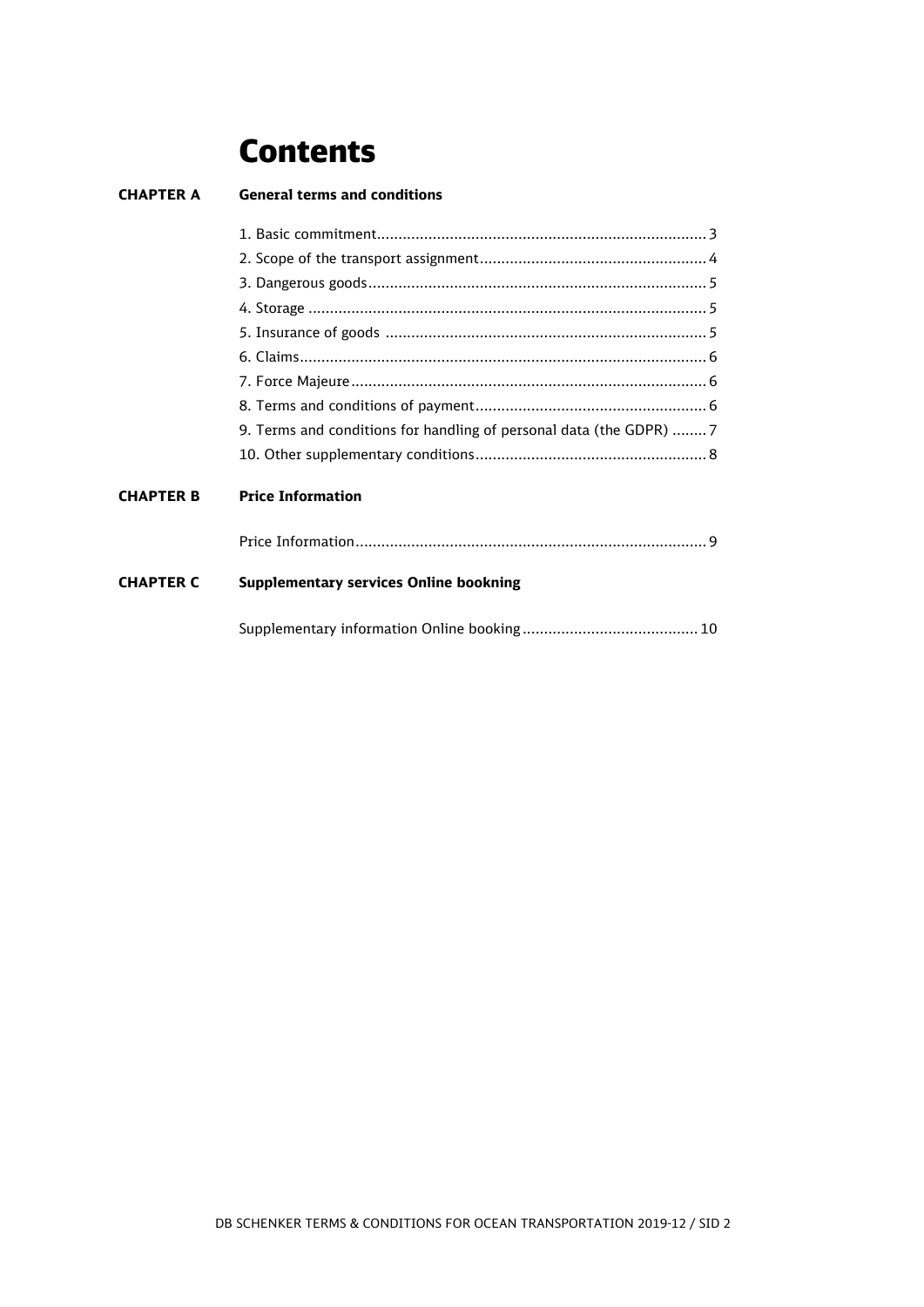# Contents

**CHAPTER A** **General terms and conditions**

1. Basic commitment............................................................................. 3
2. Scope of the transport assignment..................................................... 4
3. Dangerous goods............................................................................... 5
4. Storage ............................................................................................. 5
5. Insurance of goods ........................................................................... 5
6. Claims............................................................................................... 6
7. Force Majeure................................................................................... 6
8. Terms and conditions of payment...................................................... 6
9. Terms and conditions for handling of personal data (the GDPR) ........ 7
10. Other supplementary conditions...................................................... 8

**CHAPTER B** **Price Information**

Price Information.................................................................................. 9

**CHAPTER C** **Supplementary services Online bookning**

Supplementary information Online booking......................................... 10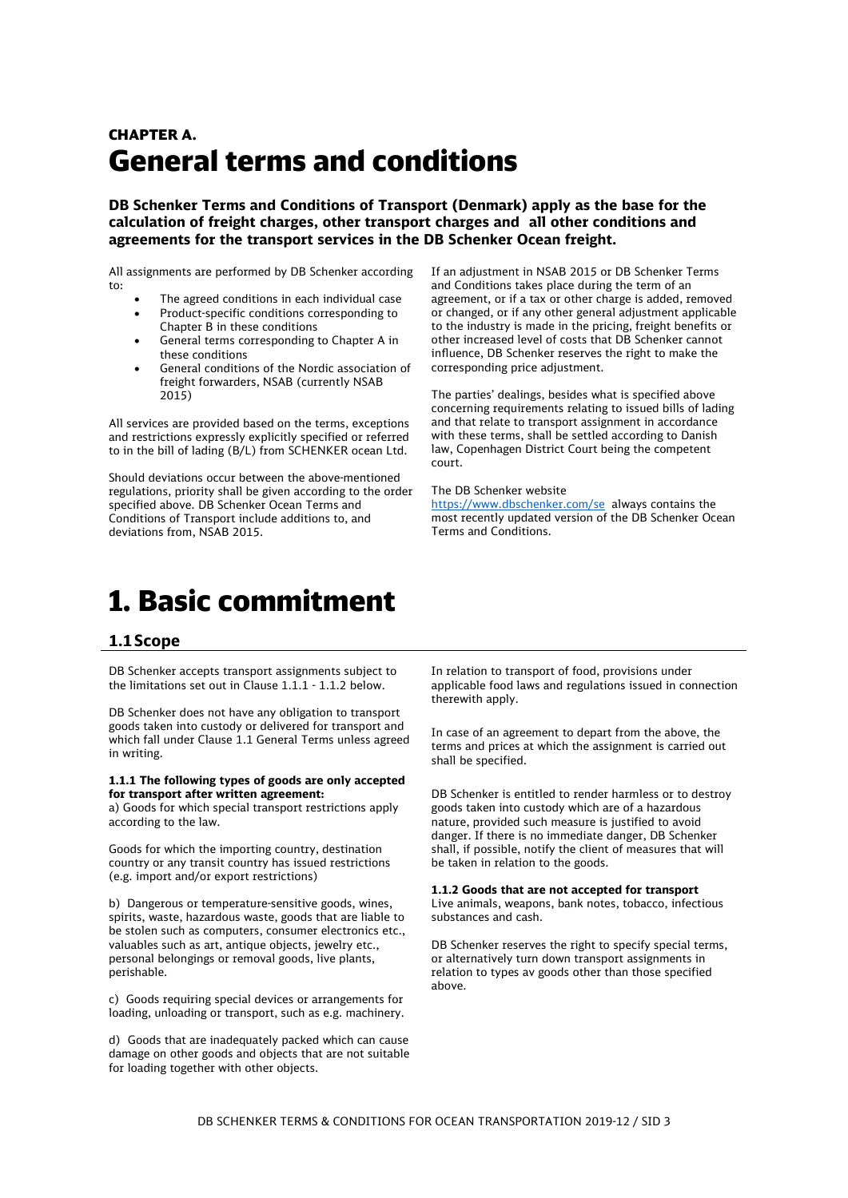# CHAPTER A.
# General terms and conditions

**DB Schenker Terms and Conditions of Transport (Denmark) apply as the base for the calculation of freight charges, other transport charges and all other conditions and agreements for the transport services in the DB Schenker Ocean freight.**

All assignments are performed by DB Schenker according to:

- The agreed conditions in each individual case
- Product-specific conditions corresponding to Chapter B in these conditions
- General terms corresponding to Chapter A in these conditions
- General conditions of the Nordic association of freight forwarders, NSAB (currently NSAB 2015)

All services are provided based on the terms, exceptions and restrictions expressly explicitly specified or referred to in the bill of lading (B/L) from SCHENKER ocean Ltd.

Should deviations occur between the above-mentioned regulations, priority shall be given according to the order specified above. DB Schenker Ocean Terms and Conditions of Transport include additions to, and deviations from, NSAB 2015.

If an adjustment in NSAB 2015 or DB Schenker Terms and Conditions takes place during the term of an agreement, or if a tax or other charge is added, removed or changed, or if any other general adjustment applicable to the industry is made in the pricing, freight benefits or other increased level of costs that DB Schenker cannot influence, DB Schenker reserves the right to make the corresponding price adjustment.

The parties' dealings, besides what is specified above concerning requirements relating to issued bills of lading and that relate to transport assignment in accordance with these terms, shall be settled according to Danish law, Copenhagen District Court being the competent court.

The DB Schenker website https://www.dbschenker.com/se always contains the most recently updated version of the DB Schenker Ocean Terms and Conditions.

# 1. Basic commitment

## 1.1 Scope

DB Schenker accepts transport assignments subject to the limitations set out in Clause 1.1.1 - 1.1.2 below.

DB Schenker does not have any obligation to transport goods taken into custody or delivered for transport and which fall under Clause 1.1 General Terms unless agreed in writing.

**1.1.1 The following types of goods are only accepted for transport after written agreement:**

a) Goods for which special transport restrictions apply according to the law.

Goods for which the importing country, destination country or any transit country has issued restrictions (e.g. import and/or export restrictions)

b) Dangerous or temperature-sensitive goods, wines, spirits, waste, hazardous waste, goods that are liable to be stolen such as computers, consumer electronics etc., valuables such as art, antique objects, jewelry etc., personal belongings or removal goods, live plants, perishable.

c) Goods requiring special devices or arrangements for loading, unloading or transport, such as e.g. machinery.

d) Goods that are inadequately packed which can cause damage on other goods and objects that are not suitable for loading together with other objects.

In relation to transport of food, provisions under applicable food laws and regulations issued in connection therewith apply.

In case of an agreement to depart from the above, the terms and prices at which the assignment is carried out shall be specified.

DB Schenker is entitled to render harmless or to destroy goods taken into custody which are of a hazardous nature, provided such measure is justified to avoid danger. If there is no immediate danger, DB Schenker shall, if possible, notify the client of measures that will be taken in relation to the goods.

**1.1.2 Goods that are not accepted for transport**

Live animals, weapons, bank notes, tobacco, infectious substances and cash.

DB Schenker reserves the right to specify special terms, or alternatively turn down transport assignments in relation to types av goods other than those specified above.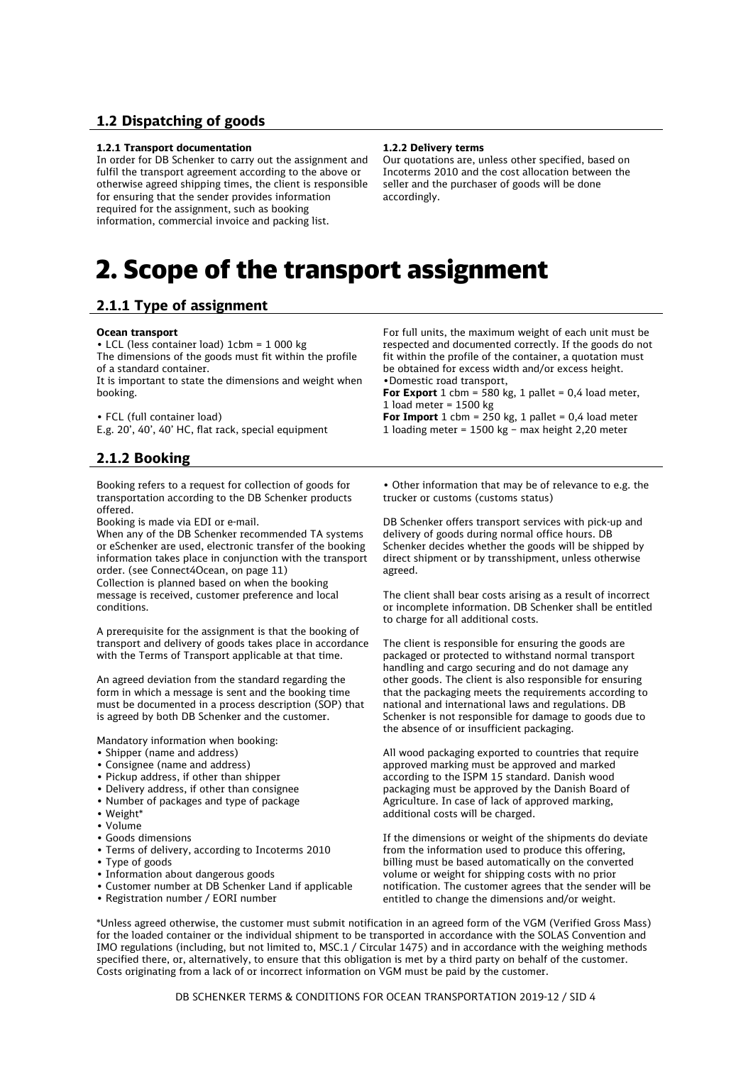## 1.2 Dispatching of goods

#### 1.2.1 Transport documentation

In order for DB Schenker to carry out the assignment and fulfil the transport agreement according to the above or otherwise agreed shipping times, the client is responsible for ensuring that the sender provides information required for the assignment, such as booking information, commercial invoice and packing list.

#### 1.2.2 Delivery terms

Our quotations are, unless other specified, based on Incoterms 2010 and the cost allocation between the seller and the purchaser of goods will be done accordingly.

# 2. Scope of the transport assignment

## 2.1.1 Type of assignment

**Ocean transport**

• LCL (less container load) 1cbm = 1 000 kg
The dimensions of the goods must fit within the profile of a standard container.
It is important to state the dimensions and weight when booking.

• FCL (full container load)
E.g. 20', 40', 40' HC, flat rack, special equipment

For full units, the maximum weight of each unit must be respected and documented correctly. If the goods do not fit within the profile of the container, a quotation must be obtained for excess width and/or excess height.

•Domestic road transport,
**For Export** 1 cbm = 580 kg, 1 pallet = 0,4 load meter, 1 load meter = 1500 kg
**For Import** 1 cbm = 250 kg, 1 pallet = 0,4 load meter
1 loading meter = 1500 kg – max height 2,20 meter

## 2.1.2 Booking

Booking refers to a request for collection of goods for transportation according to the DB Schenker products offered.
Booking is made via EDI or e-mail.
When any of the DB Schenker recommended TA systems or eSchenker are used, electronic transfer of the booking information takes place in conjunction with the transport order. (see Connect4Ocean, on page 11)
Collection is planned based on when the booking message is received, customer preference and local conditions.

A prerequisite for the assignment is that the booking of transport and delivery of goods takes place in accordance with the Terms of Transport applicable at that time.

An agreed deviation from the standard regarding the form in which a message is sent and the booking time must be documented in a process description (SOP) that is agreed by both DB Schenker and the customer.

Mandatory information when booking:

- Shipper (name and address)
- Consignee (name and address)
- Pickup address, if other than shipper
- Delivery address, if other than consignee
- Number of packages and type of package
- Weight*
- Volume
- Goods dimensions
- Terms of delivery, according to Incoterms 2010
- Type of goods
- Information about dangerous goods
- Customer number at DB Schenker Land if applicable
- Registration number / EORI number
- Other information that may be of relevance to e.g. the trucker or customs (customs status)

DB Schenker offers transport services with pick-up and delivery of goods during normal office hours. DB Schenker decides whether the goods will be shipped by direct shipment or by transshipment, unless otherwise agreed.

The client shall bear costs arising as a result of incorrect or incomplete information. DB Schenker shall be entitled to charge for all additional costs.

The client is responsible for ensuring the goods are packaged or protected to withstand normal transport handling and cargo securing and do not damage any other goods. The client is also responsible for ensuring that the packaging meets the requirements according to national and international laws and regulations. DB Schenker is not responsible for damage to goods due to the absence of or insufficient packaging.

All wood packaging exported to countries that require approved marking must be approved and marked according to the ISPM 15 standard. Danish wood packaging must be approved by the Danish Board of Agriculture. In case of lack of approved marking, additional costs will be charged.

If the dimensions or weight of the shipments do deviate from the information used to produce this offering, billing must be based automatically on the converted volume or weight for shipping costs with no prior notification. The customer agrees that the sender will be entitled to change the dimensions and/or weight.

*Unless agreed otherwise, the customer must submit notification in an agreed form of the VGM (Verified Gross Mass) for the loaded container or the individual shipment to be transported in accordance with the SOLAS Convention and IMO regulations (including, but not limited to, MSC.1 / Circular 1475) and in accordance with the weighing methods specified there, or, alternatively, to ensure that this obligation is met by a third party on behalf of the customer. Costs originating from a lack of or incorrect information on VGM must be paid by the customer.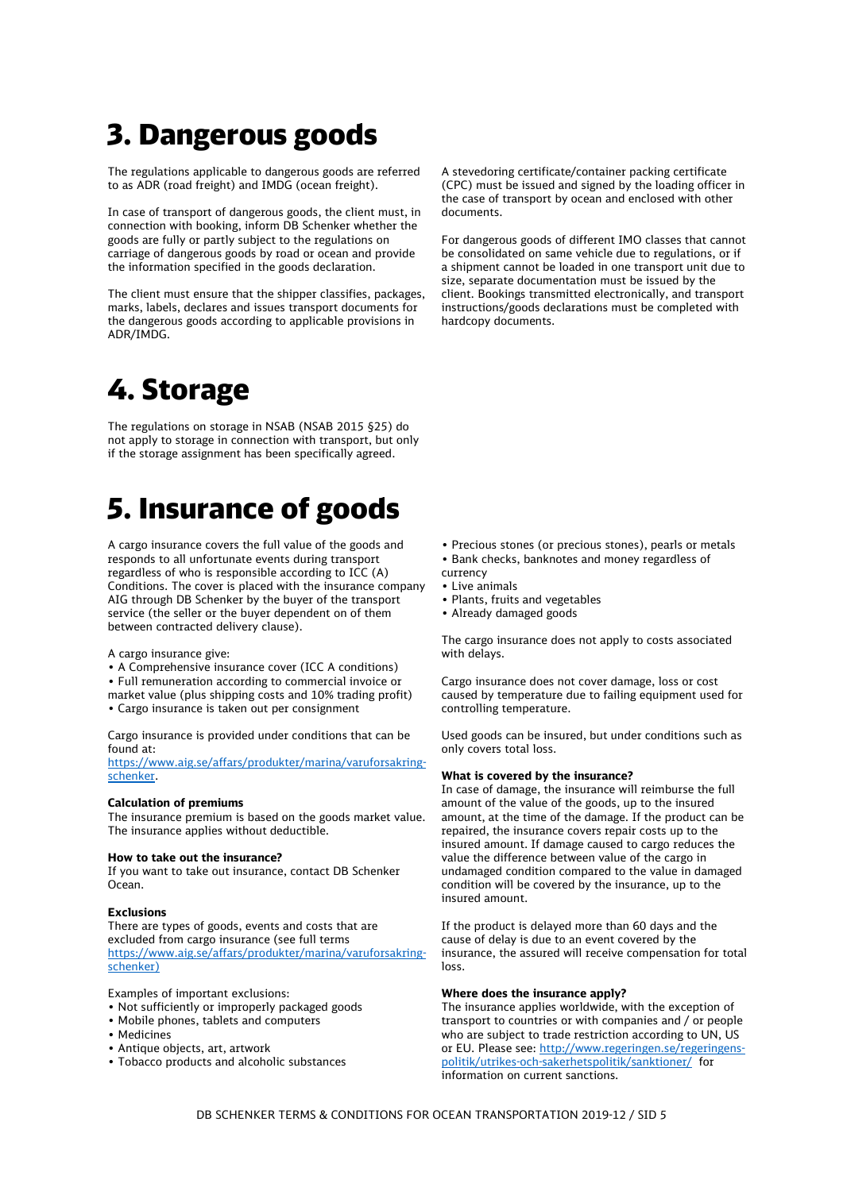# 3. Dangerous goods

The regulations applicable to dangerous goods are referred to as ADR (road freight) and IMDG (ocean freight).

In case of transport of dangerous goods, the client must, in connection with booking, inform DB Schenker whether the goods are fully or partly subject to the regulations on carriage of dangerous goods by road or ocean and provide the information specified in the goods declaration.

The client must ensure that the shipper classifies, packages, marks, labels, declares and issues transport documents for the dangerous goods according to applicable provisions in ADR/IMDG.

A stevedoring certificate/container packing certificate (CPC) must be issued and signed by the loading officer in the case of transport by ocean and enclosed with other documents.

For dangerous goods of different IMO classes that cannot be consolidated on same vehicle due to regulations, or if a shipment cannot be loaded in one transport unit due to size, separate documentation must be issued by the client. Bookings transmitted electronically, and transport instructions/goods declarations must be completed with hardcopy documents.

# 4. Storage

The regulations on storage in NSAB (NSAB 2015 §25) do not apply to storage in connection with transport, but only if the storage assignment has been specifically agreed.

# 5. Insurance of goods

A cargo insurance covers the full value of the goods and responds to all unfortunate events during transport regardless of who is responsible according to ICC (A) Conditions. The cover is placed with the insurance company AIG through DB Schenker by the buyer of the transport service (the seller or the buyer dependent on of them between contracted delivery clause).

A cargo insurance give:

- A Comprehensive insurance cover (ICC A conditions)
- Full remuneration according to commercial invoice or market value (plus shipping costs and 10% trading profit)
- Cargo insurance is taken out per consignment

Cargo insurance is provided under conditions that can be found at:
[https://www.aig.se/affars/produkter/marina/varuforsakring-schenker](https://www.aig.se/affars/produkter/marina/varuforsakring-schenker).

**Calculation of premiums**
The insurance premium is based on the goods market value. The insurance applies without deductible.

**How to take out the insurance?**
If you want to take out insurance, contact DB Schenker Ocean.

**Exclusions**
There are types of goods, events and costs that are excluded from cargo insurance (see full terms [https://www.aig.se/affars/produkter/marina/varuforsakring-schenker)](https://www.aig.se/affars/produkter/marina/varuforsakring-schenker)

Examples of important exclusions:

- Not sufficiently or improperly packaged goods
- Mobile phones, tablets and computers
- Medicines
- Antique objects, art, artwork
- Tobacco products and alcoholic substances
- Precious stones (or precious stones), pearls or metals
- Bank checks, banknotes and money regardless of currency
- Live animals
- Plants, fruits and vegetables
- Already damaged goods

The cargo insurance does not apply to costs associated with delays.

Cargo insurance does not cover damage, loss or cost caused by temperature due to failing equipment used for controlling temperature.

Used goods can be insured, but under conditions such as only covers total loss.

**What is covered by the insurance?**
In case of damage, the insurance will reimburse the full amount of the value of the goods, up to the insured amount, at the time of the damage. If the product can be repaired, the insurance covers repair costs up to the insured amount. If damage caused to cargo reduces the value the difference between value of the cargo in undamaged condition compared to the value in damaged condition will be covered by the insurance, up to the insured amount.

If the product is delayed more than 60 days and the cause of delay is due to an event covered by the insurance, the assured will receive compensation for total loss.

**Where does the insurance apply?**
The insurance applies worldwide, with the exception of transport to countries or with companies and / or people who are subject to trade restriction according to UN, US or EU. Please see: [http://www.regeringen.se/regeringens-politik/utrikes-och-sakerhetspolitik/sanktioner/](http://www.regeringen.se/regeringens-politik/utrikes-och-sakerhetspolitik/sanktioner/) for information on current sanctions.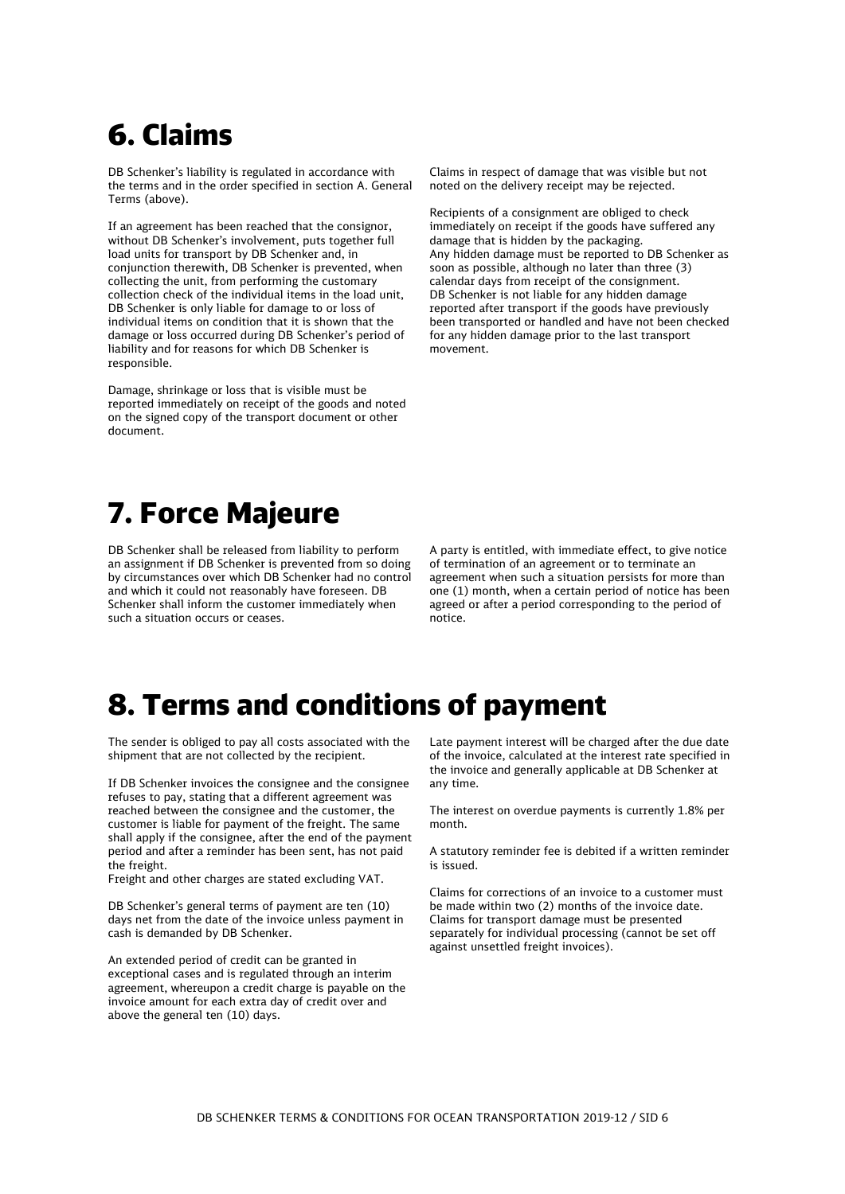# 6. Claims

DB Schenker's liability is regulated in accordance with the terms and in the order specified in section A. General Terms (above).

If an agreement has been reached that the consignor, without DB Schenker's involvement, puts together full load units for transport by DB Schenker and, in conjunction therewith, DB Schenker is prevented, when collecting the unit, from performing the customary collection check of the individual items in the load unit, DB Schenker is only liable for damage to or loss of individual items on condition that it is shown that the damage or loss occurred during DB Schenker's period of liability and for reasons for which DB Schenker is responsible.

Damage, shrinkage or loss that is visible must be reported immediately on receipt of the goods and noted on the signed copy of the transport document or other document.

Claims in respect of damage that was visible but not noted on the delivery receipt may be rejected.

Recipients of a consignment are obliged to check immediately on receipt if the goods have suffered any damage that is hidden by the packaging.
Any hidden damage must be reported to DB Schenker as soon as possible, although no later than three (3) calendar days from receipt of the consignment.
DB Schenker is not liable for any hidden damage reported after transport if the goods have previously been transported or handled and have not been checked for any hidden damage prior to the last transport movement.

# 7. Force Majeure

DB Schenker shall be released from liability to perform an assignment if DB Schenker is prevented from so doing by circumstances over which DB Schenker had no control and which it could not reasonably have foreseen. DB Schenker shall inform the customer immediately when such a situation occurs or ceases.

A party is entitled, with immediate effect, to give notice of termination of an agreement or to terminate an agreement when such a situation persists for more than one (1) month, when a certain period of notice has been agreed or after a period corresponding to the period of notice.

# 8. Terms and conditions of payment

The sender is obliged to pay all costs associated with the shipment that are not collected by the recipient.

If DB Schenker invoices the consignee and the consignee refuses to pay, stating that a different agreement was reached between the consignee and the customer, the customer is liable for payment of the freight. The same shall apply if the consignee, after the end of the payment period and after a reminder has been sent, has not paid the freight.
Freight and other charges are stated excluding VAT.

DB Schenker's general terms of payment are ten (10) days net from the date of the invoice unless payment in cash is demanded by DB Schenker.

An extended period of credit can be granted in exceptional cases and is regulated through an interim agreement, whereupon a credit charge is payable on the invoice amount for each extra day of credit over and above the general ten (10) days.

Late payment interest will be charged after the due date of the invoice, calculated at the interest rate specified in the invoice and generally applicable at DB Schenker at any time.

The interest on overdue payments is currently 1.8% per month.

A statutory reminder fee is debited if a written reminder is issued.

Claims for corrections of an invoice to a customer must be made within two (2) months of the invoice date.
Claims for transport damage must be presented separately for individual processing (cannot be set off against unsettled freight invoices).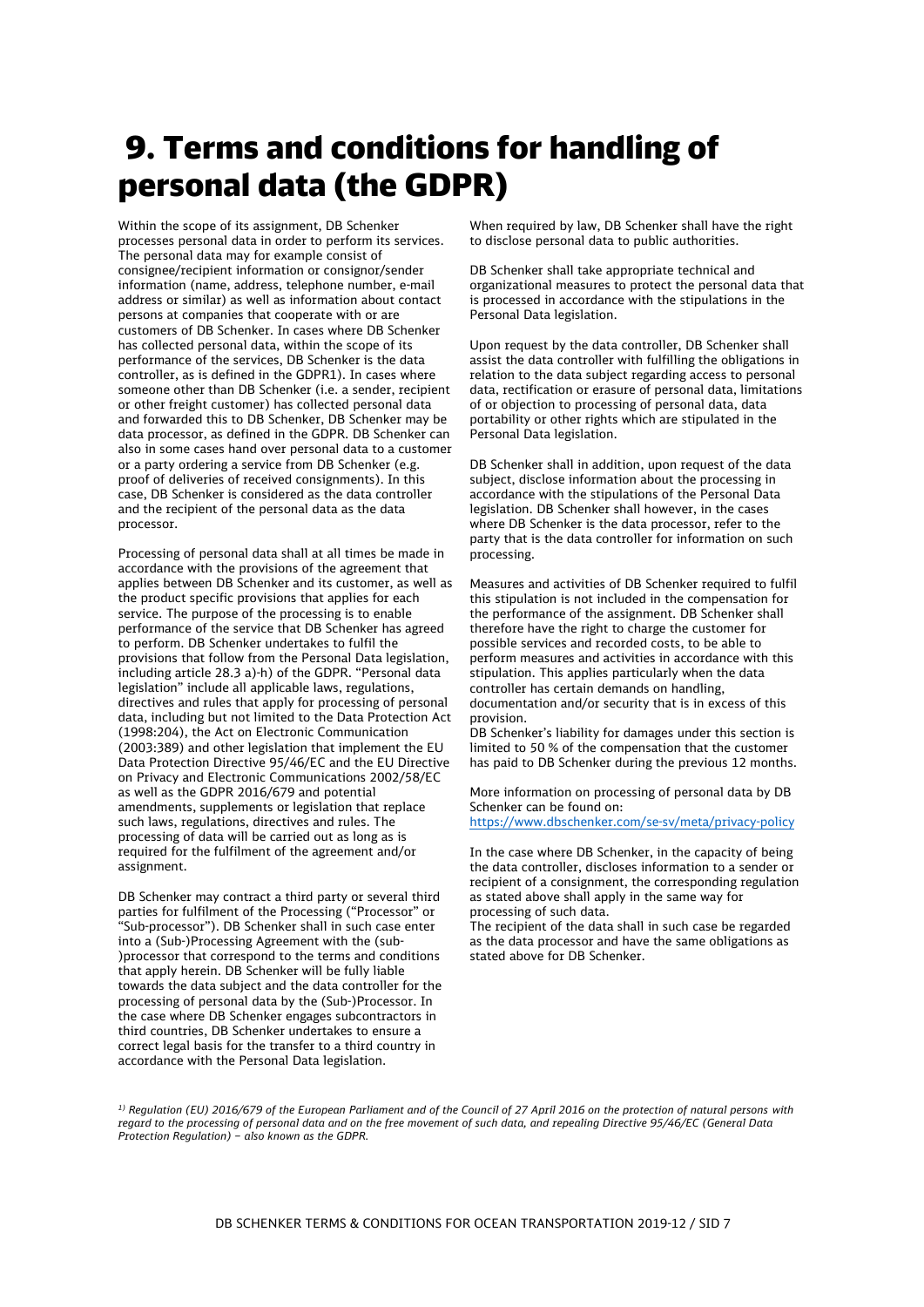# 9. Terms and conditions for handling of personal data (the GDPR)

Within the scope of its assignment, DB Schenker processes personal data in order to perform its services. The personal data may for example consist of consignee/recipient information or consignor/sender information (name, address, telephone number, e-mail address or similar) as well as information about contact persons at companies that cooperate with or are customers of DB Schenker. In cases where DB Schenker has collected personal data, within the scope of its performance of the services, DB Schenker is the data controller, as is defined in the GDPR[1]. In cases where someone other than DB Schenker (i.e. a sender, recipient or other freight customer) has collected personal data and forwarded this to DB Schenker, DB Schenker may be data processor, as defined in the GDPR. DB Schenker can also in some cases hand over personal data to a customer or a party ordering a service from DB Schenker (e.g. proof of deliveries of received consignments). In this case, DB Schenker is considered as the data controller and the recipient of the personal data as the data processor.

Processing of personal data shall at all times be made in accordance with the provisions of the agreement that applies between DB Schenker and its customer, as well as the product specific provisions that applies for each service. The purpose of the processing is to enable performance of the service that DB Schenker has agreed to perform. DB Schenker undertakes to fulfil the provisions that follow from the Personal Data legislation, including article 28.3 a)-h) of the GDPR. "Personal data legislation" include all applicable laws, regulations, directives and rules that apply for processing of personal data, including but not limited to the Data Protection Act (1998:204), the Act on Electronic Communication (2003:389) and other legislation that implement the EU Data Protection Directive 95/46/EC and the EU Directive on Privacy and Electronic Communications 2002/58/EC as well as the GDPR 2016/679 and potential amendments, supplements or legislation that replace such laws, regulations, directives and rules. The processing of data will be carried out as long as is required for the fulfilment of the agreement and/or assignment.

DB Schenker may contract a third party or several third parties for fulfilment of the Processing ("Processor" or "Sub-processor"). DB Schenker shall in such case enter into a (Sub-)Processing Agreement with the (sub-)processor that correspond to the terms and conditions that apply herein. DB Schenker will be fully liable towards the data subject and the data controller for the processing of personal data by the (Sub-)Processor. In the case where DB Schenker engages subcontractors in third countries, DB Schenker undertakes to ensure a correct legal basis for the transfer to a third country in accordance with the Personal Data legislation.

When required by law, DB Schenker shall have the right to disclose personal data to public authorities.

DB Schenker shall take appropriate technical and organizational measures to protect the personal data that is processed in accordance with the stipulations in the Personal Data legislation.

Upon request by the data controller, DB Schenker shall assist the data controller with fulfilling the obligations in relation to the data subject regarding access to personal data, rectification or erasure of personal data, limitations of or objection to processing of personal data, data portability or other rights which are stipulated in the Personal Data legislation.

DB Schenker shall in addition, upon request of the data subject, disclose information about the processing in accordance with the stipulations of the Personal Data legislation. DB Schenker shall however, in the cases where DB Schenker is the data processor, refer to the party that is the data controller for information on such processing.

Measures and activities of DB Schenker required to fulfil this stipulation is not included in the compensation for the performance of the assignment. DB Schenker shall therefore have the right to charge the customer for possible services and recorded costs, to be able to perform measures and activities in accordance with this stipulation. This applies particularly when the data controller has certain demands on handling, documentation and/or security that is in excess of this provision.
DB Schenker's liability for damages under this section is limited to 50 % of the compensation that the customer has paid to DB Schenker during the previous 12 months.

More information on processing of personal data by DB Schenker can be found on:
https://www.dbschenker.com/se-sv/meta/privacy-policy

In the case where DB Schenker, in the capacity of being the data controller, discloses information to a sender or recipient of a consignment, the corresponding regulation as stated above shall apply in the same way for processing of such data.
The recipient of the data shall in such case be regarded as the data processor and have the same obligations as stated above for DB Schenker.

*[1]) Regulation (EU) 2016/679 of the European Parliament and of the Council of 27 April 2016 on the protection of natural persons with regard to the processing of personal data and on the free movement of such data, and repealing Directive 95/46/EC (General Data Protection Regulation) – also known as the GDPR.*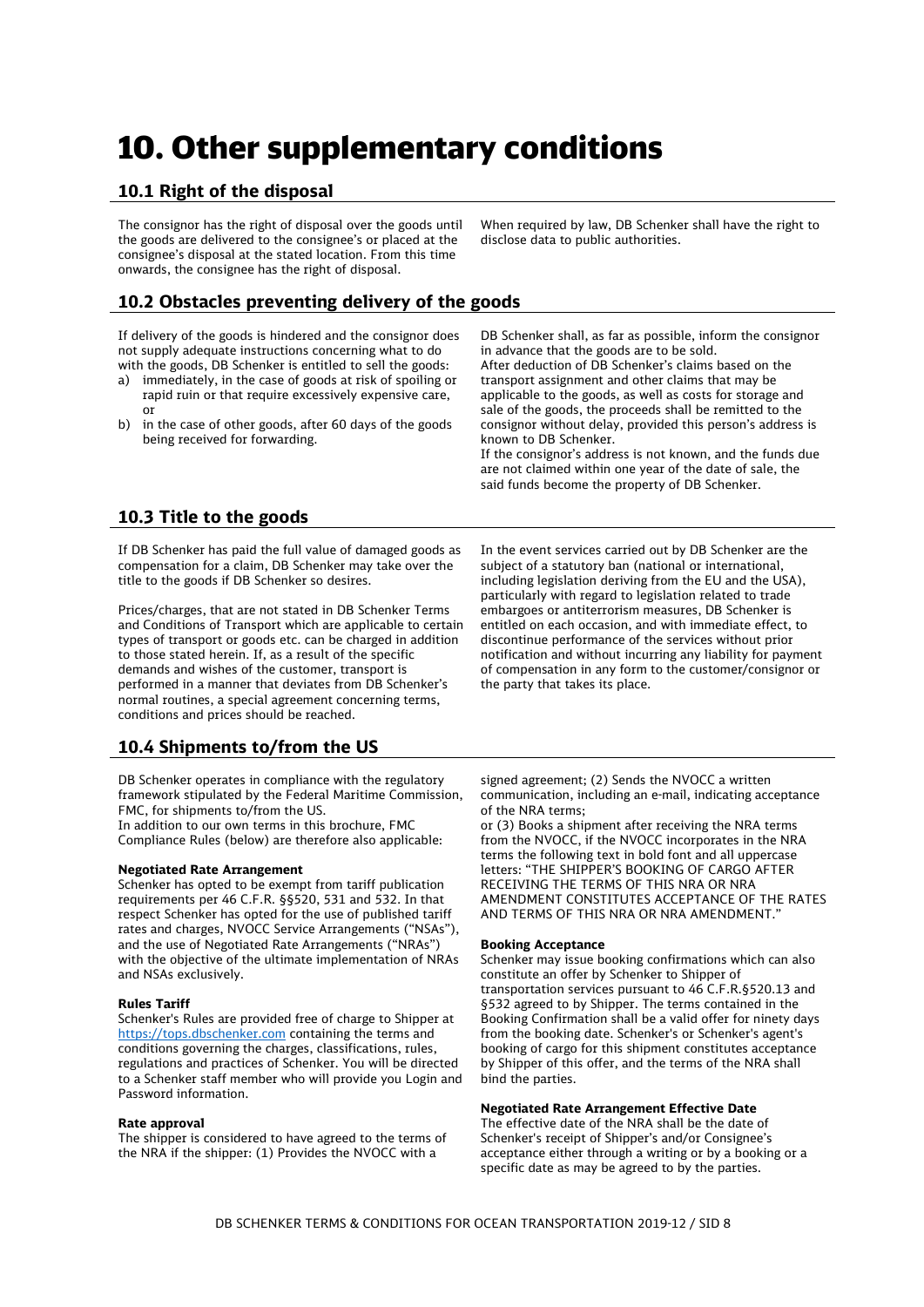# 10. Other supplementary conditions

## 10.1 Right of the disposal

The consignor has the right of disposal over the goods until the goods are delivered to the consignee's or placed at the consignee's disposal at the stated location. From this time onwards, the consignee has the right of disposal.

When required by law, DB Schenker shall have the right to disclose data to public authorities.

## 10.2 Obstacles preventing delivery of the goods

If delivery of the goods is hindered and the consignor does not supply adequate instructions concerning what to do with the goods, DB Schenker is entitled to sell the goods:

a) immediately, in the case of goods at risk of spoiling or rapid ruin or that require excessively expensive care, or
b) in the case of other goods, after 60 days of the goods being received for forwarding.

DB Schenker shall, as far as possible, inform the consignor in advance that the goods are to be sold.
After deduction of DB Schenker's claims based on the transport assignment and other claims that may be applicable to the goods, as well as costs for storage and sale of the goods, the proceeds shall be remitted to the consignor without delay, provided this person's address is known to DB Schenker.
If the consignor's address is not known, and the funds due are not claimed within one year of the date of sale, the said funds become the property of DB Schenker.

## 10.3 Title to the goods

If DB Schenker has paid the full value of damaged goods as compensation for a claim, DB Schenker may take over the title to the goods if DB Schenker so desires.

Prices/charges, that are not stated in DB Schenker Terms and Conditions of Transport which are applicable to certain types of transport or goods etc. can be charged in addition to those stated herein. If, as a result of the specific demands and wishes of the customer, transport is performed in a manner that deviates from DB Schenker's normal routines, a special agreement concerning terms, conditions and prices should be reached.

In the event services carried out by DB Schenker are the subject of a statutory ban (national or international, including legislation deriving from the EU and the USA), particularly with regard to legislation related to trade embargoes or antiterrorism measures, DB Schenker is entitled on each occasion, and with immediate effect, to discontinue performance of the services without prior notification and without incurring any liability for payment of compensation in any form to the customer/consignor or the party that takes its place.

## 10.4 Shipments to/from the US

DB Schenker operates in compliance with the regulatory framework stipulated by the Federal Maritime Commission, FMC, for shipments to/from the US.
In addition to our own terms in this brochure, FMC Compliance Rules (below) are therefore also applicable:

**Negotiated Rate Arrangement**

Schenker has opted to be exempt from tariff publication requirements per 46 C.F.R. §§520, 531 and 532. In that respect Schenker has opted for the use of published tariff rates and charges, NVOCC Service Arrangements ("NSAs"), and the use of Negotiated Rate Arrangements ("NRAs") with the objective of the ultimate implementation of NRAs and NSAs exclusively.

**Rules Tariff**

Schenker's Rules are provided free of charge to Shipper at https://tops.dbschenker.com containing the terms and conditions governing the charges, classifications, rules, regulations and practices of Schenker. You will be directed to a Schenker staff member who will provide you Login and Password information.

**Rate approval**

The shipper is considered to have agreed to the terms of the NRA if the shipper: (1) Provides the NVOCC with a signed agreement; (2) Sends the NVOCC a written communication, including an e-mail, indicating acceptance of the NRA terms;
or (3) Books a shipment after receiving the NRA terms from the NVOCC, if the NVOCC incorporates in the NRA terms the following text in bold font and all uppercase letters: "THE SHIPPER'S BOOKING OF CARGO AFTER RECEIVING THE TERMS OF THIS NRA OR NRA AMENDMENT CONSTITUTES ACCEPTANCE OF THE RATES AND TERMS OF THIS NRA OR NRA AMENDMENT."

**Booking Acceptance**

Schenker may issue booking confirmations which can also constitute an offer by Schenker to Shipper of transportation services pursuant to 46 C.F.R.§520.13 and §532 agreed to by Shipper. The terms contained in the Booking Confirmation shall be a valid offer for ninety days from the booking date. Schenker's or Schenker's agent's booking of cargo for this shipment constitutes acceptance by Shipper of this offer, and the terms of the NRA shall bind the parties.

**Negotiated Rate Arrangement Effective Date**

The effective date of the NRA shall be the date of Schenker's receipt of Shipper's and/or Consignee's acceptance either through a writing or by a booking or a specific date as may be agreed to by the parties.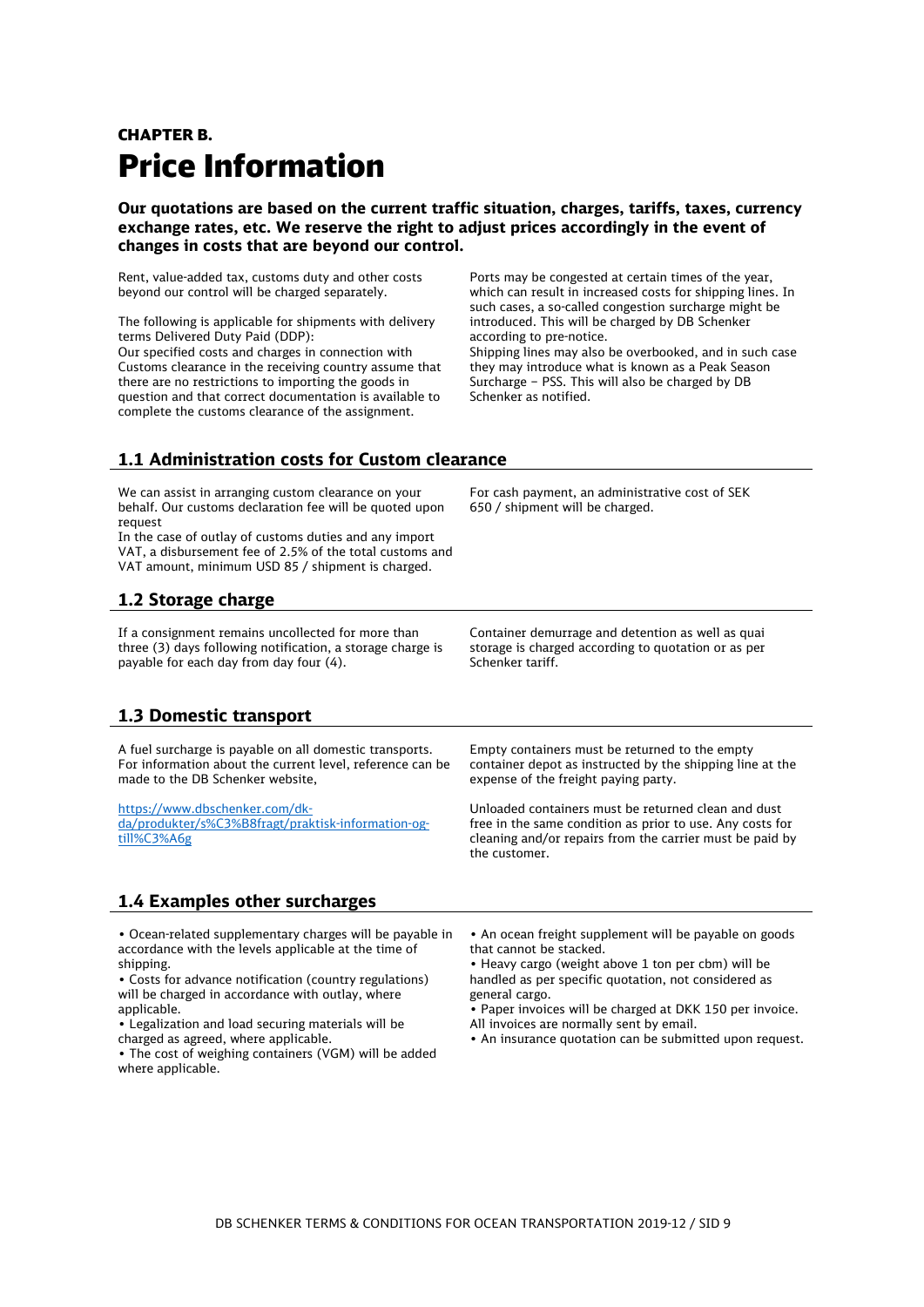# CHAPTER B.
# Price Information

**Our quotations are based on the current traffic situation, charges, tariffs, taxes, currency exchange rates, etc. We reserve the right to adjust prices accordingly in the event of changes in costs that are beyond our control.**

Rent, value-added tax, customs duty and other costs beyond our control will be charged separately.

The following is applicable for shipments with delivery terms Delivered Duty Paid (DDP):
Our specified costs and charges in connection with Customs clearance in the receiving country assume that there are no restrictions to importing the goods in question and that correct documentation is available to complete the customs clearance of the assignment.

Ports may be congested at certain times of the year, which can result in increased costs for shipping lines. In such cases, a so-called congestion surcharge might be introduced. This will be charged by DB Schenker according to pre-notice.
Shipping lines may also be overbooked, and in such case they may introduce what is known as a Peak Season Surcharge – PSS. This will also be charged by DB Schenker as notified.

## 1.1 Administration costs for Custom clearance

We can assist in arranging custom clearance on your behalf. Our customs declaration fee will be quoted upon request
In the case of outlay of customs duties and any import VAT, a disbursement fee of 2.5% of the total customs and VAT amount, minimum USD 85 / shipment is charged.

For cash payment, an administrative cost of SEK 650 / shipment will be charged.

## 1.2 Storage charge

If a consignment remains uncollected for more than three (3) days following notification, a storage charge is payable for each day from day four (4).

Container demurrage and detention as well as quai storage is charged according to quotation or as per Schenker tariff.

## 1.3 Domestic transport

A fuel surcharge is payable on all domestic transports. For information about the current level, reference can be made to the DB Schenker website,

https://www.dbschenker.com/dk-da/produkter/s%C3%B8fragt/praktisk-information-og-till%C3%A6g

Empty containers must be returned to the empty container depot as instructed by the shipping line at the expense of the freight paying party.

Unloaded containers must be returned clean and dust free in the same condition as prior to use. Any costs for cleaning and/or repairs from the carrier must be paid by the customer.

## 1.4 Examples other surcharges

- Ocean-related supplementary charges will be payable in accordance with the levels applicable at the time of shipping.
- Costs for advance notification (country regulations) will be charged in accordance with outlay, where applicable.
- Legalization and load securing materials will be charged as agreed, where applicable.
- The cost of weighing containers (VGM) will be added where applicable.
- An ocean freight supplement will be payable on goods that cannot be stacked.
- Heavy cargo (weight above 1 ton per cbm) will be handled as per specific quotation, not considered as general cargo.
- Paper invoices will be charged at DKK 150 per invoice. All invoices are normally sent by email.
- An insurance quotation can be submitted upon request.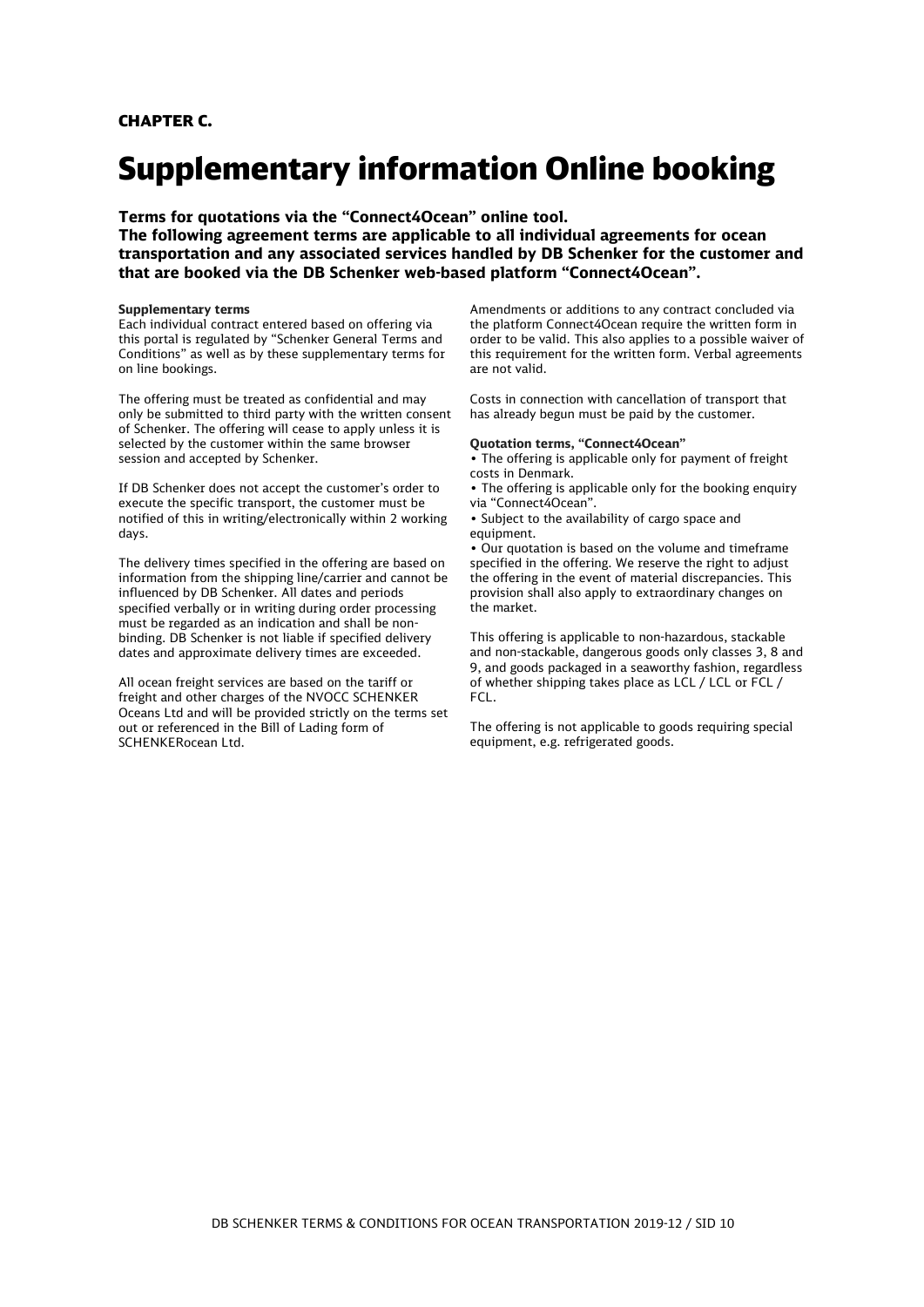CHAPTER C.

# Supplementary information Online booking

**Terms for quotations via the "Connect4Ocean" online tool.**
**The following agreement terms are applicable to all individual agreements for ocean transportation and any associated services handled by DB Schenker for the customer and that are booked via the DB Schenker web-based platform "Connect4Ocean".**

**Supplementary terms**
Each individual contract entered based on offering via this portal is regulated by "Schenker General Terms and Conditions" as well as by these supplementary terms for on line bookings.

The offering must be treated as confidential and may only be submitted to third party with the written consent of Schenker. The offering will cease to apply unless it is selected by the customer within the same browser session and accepted by Schenker.

If DB Schenker does not accept the customer's order to execute the specific transport, the customer must be notified of this in writing/electronically within 2 working days.

The delivery times specified in the offering are based on information from the shipping line/carrier and cannot be influenced by DB Schenker. All dates and periods specified verbally or in writing during order processing must be regarded as an indication and shall be non-binding. DB Schenker is not liable if specified delivery dates and approximate delivery times are exceeded.

All ocean freight services are based on the tariff or freight and other charges of the NVOCC SCHENKER Oceans Ltd and will be provided strictly on the terms set out or referenced in the Bill of Lading form of SCHENKERocean Ltd.

Amendments or additions to any contract concluded via the platform Connect4Ocean require the written form in order to be valid. This also applies to a possible waiver of this requirement for the written form. Verbal agreements are not valid.

Costs in connection with cancellation of transport that has already begun must be paid by the customer.

**Quotation terms, "Connect4Ocean"**
- The offering is applicable only for payment of freight costs in Denmark.
- The offering is applicable only for the booking enquiry via "Connect4Ocean".
- Subject to the availability of cargo space and equipment.
- Our quotation is based on the volume and timeframe specified in the offering. We reserve the right to adjust the offering in the event of material discrepancies. This provision shall also apply to extraordinary changes on the market.

This offering is applicable to non-hazardous, stackable and non-stackable, dangerous goods only classes 3, 8 and 9, and goods packaged in a seaworthy fashion, regardless of whether shipping takes place as LCL / LCL or FCL / FCL.

The offering is not applicable to goods requiring special equipment, e.g. refrigerated goods.